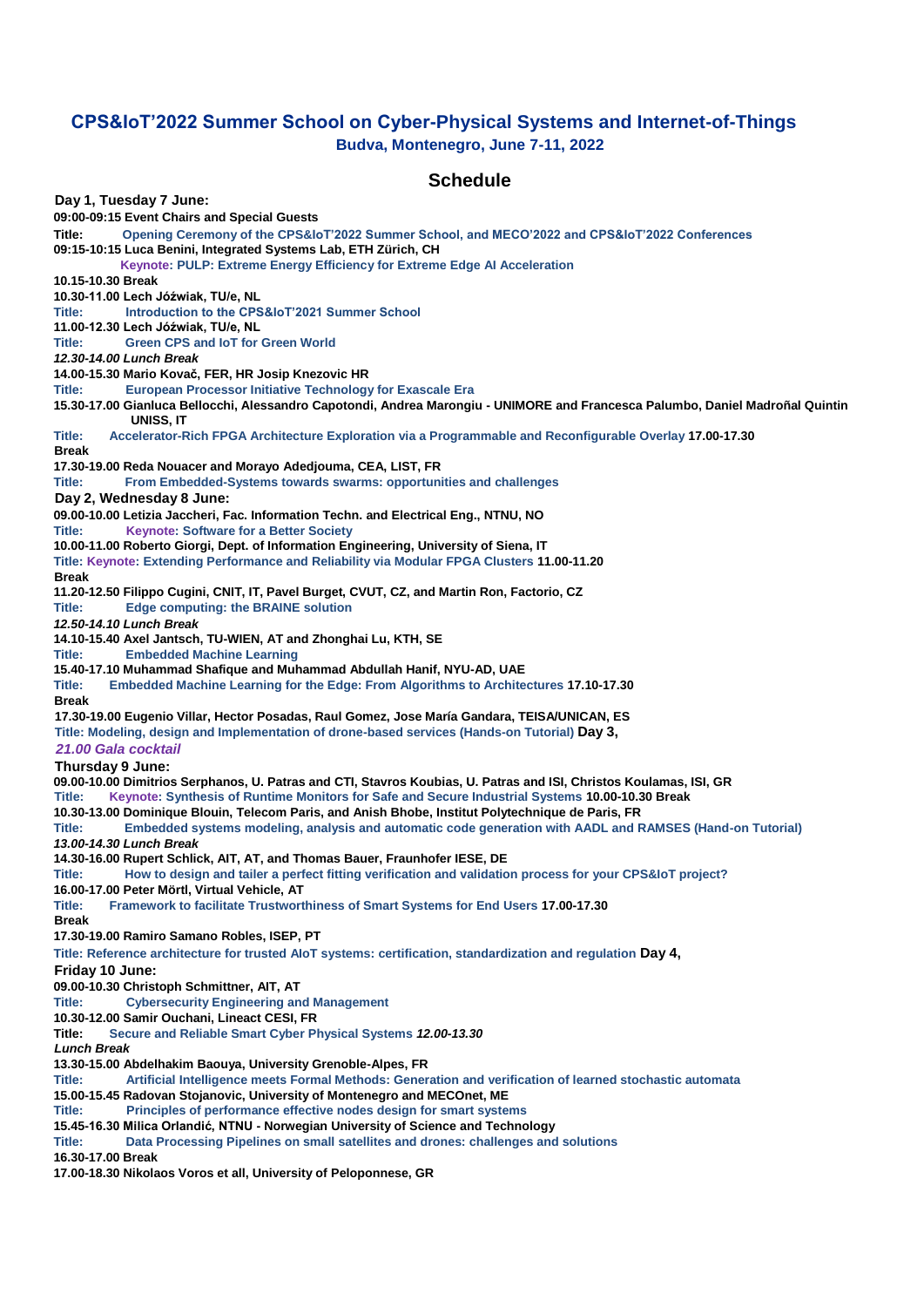# CPS&IoT'2022 Summer School on Cyber-Physical Systems and Internet-of-Things

**Budva, Montenegro, June 7-11, 2022**

## Schedule

**Day 1, Tuesday 7 June:**

**09:00-09:15 Event Chairs and Special Guests**

**Title:** Opening Ceremony of the CPS&IoT'2022 Summer School, and MECO'2022 and CPS&IoT'2022 Conferences

**09:15-10:15 Luca Benini, Integrated Systems Lab, ETH Zürich, CH**

Keynote: PULP: Extreme Energy Efficiency for Extreme Edge AI Acceleration

**10.15-10.30 Break**

**10.30-11.00 Lech Jóźwiak, TU/e, NL**

**Title:** Introduction to the CPS&IoT'2021 Summer School

**11.00-12.30 Lech Jóźwiak, TU/e, NL**

**Title:** Green CPS and IoT for Green World

***12.30-14.00 Lunch Break***

**14.00-15.30 Mario Kovač, FER, HR Josip Knezovic HR**

**Title:** European Processor Initiative Technology for Exascale Era

**15.30-17.00 Gianluca Bellocchi, Alessandro Capotondi, Andrea Marongiu - UNIMORE and Francesca Palumbo, Daniel Madroñal Quintin UNISS, IT**

**Title:** Accelerator-Rich FPGA Architecture Exploration via a Programmable and Reconfigurable Overlay **17.00-17.30 Break**

**17.30-19.00 Reda Nouacer and Morayo Adedjouma, CEA, LIST, FR**

**Title:** From Embedded-Systems towards swarms: opportunities and challenges

**Day 2, Wednesday 8 June:**

**09.00-10.00 Letizia Jaccheri, Fac. Information Techn. and Electrical Eng., NTNU, NO**

**Title:** Keynote: Software for a Better Society

**10.00-11.00 Roberto Giorgi, Dept. of Information Engineering, University of Siena, IT**

**Title:** Keynote: Extending Performance and Reliability via Modular FPGA Clusters **11.00-11.20 Break**

**11.20-12.50 Filippo Cugini, CNIT, IT, Pavel Burget, CVUT, CZ, and Martin Ron, Factorio, CZ**

**Title:** Edge computing: the BRAINE solution

***12.50-14.10 Lunch Break***

**14.10-15.40 Axel Jantsch, TU-WIEN, AT and Zhonghai Lu, KTH, SE**

**Title:** Embedded Machine Learning

**15.40-17.10 Muhammad Shafique and Muhammad Abdullah Hanif, NYU-AD, UAE**

**Title:** Embedded Machine Learning for the Edge: From Algorithms to Architectures **17.10-17.30 Break**

**17.30-19.00 Eugenio Villar, Hector Posadas, Raul Gomez, Jose María Gandara, TEISA/UNICAN, ES**

**Title:** Modeling, design and Implementation of drone-based services (Hands-on Tutorial)

***21.00 Gala cocktail***

**Day 3, Thursday 9 June:**

**09.00-10.00 Dimitrios Serphanos, U. Patras and CTI, Stavros Koubias, U. Patras and ISI, Christos Koulamas, ISI, GR**

**Title:** Keynote: Synthesis of Runtime Monitors for Safe and Secure Industrial Systems **10.00-10.30 Break**

**10.30-13.00 Dominique Blouin, Telecom Paris, and Anish Bhobe, Institut Polytechnique de Paris, FR**

**Title:** Embedded systems modeling, analysis and automatic code generation with AADL and RAMSES (Hand-on Tutorial)

***13.00-14.30 Lunch Break***

**14.30-16.00 Rupert Schlick, AIT, AT, and Thomas Bauer, Fraunhofer IESE, DE**

**Title:** How to design and tailer a perfect fitting verification and validation process for your CPS&IoT project?

**16.00-17.00 Peter Mörtl, Virtual Vehicle, AT**

**Title:** Framework to facilitate Trustworthiness of Smart Systems for End Users **17.00-17.30 Break**

**17.30-19.00 Ramiro Samano Robles, ISEP, PT**

**Title:** Reference architecture for trusted AIoT systems: certification, standardization and regulation

**Day 4, Friday 10 June:**

**09.00-10.30 Christoph Schmittner, AIT, AT**

**Title:** Cybersecurity Engineering and Management

**10.30-12.00 Samir Ouchani, Lineact CESI, FR**

**Title:** Secure and Reliable Smart Cyber Physical Systems ***12.00-13.30 Lunch Break***

**13.30-15.00 Abdelhakim Baouya, University Grenoble-Alpes, FR**

**Title:** Artificial Intelligence meets Formal Methods: Generation and verification of learned stochastic automata

**15.00-15.45 Radovan Stojanovic, University of Montenegro and MECOnet, ME**

**Title:** Principles of performance effective nodes design for smart systems

**15.45-16.30 Milica Orlandić, NTNU - Norwegian University of Science and Technology**

**Title:** Data Processing Pipelines on small satellites and drones: challenges and solutions

**16.30-17.00 Break**

**17.00-18.30 Nikolaos Voros et all, University of Peloponnese, GR**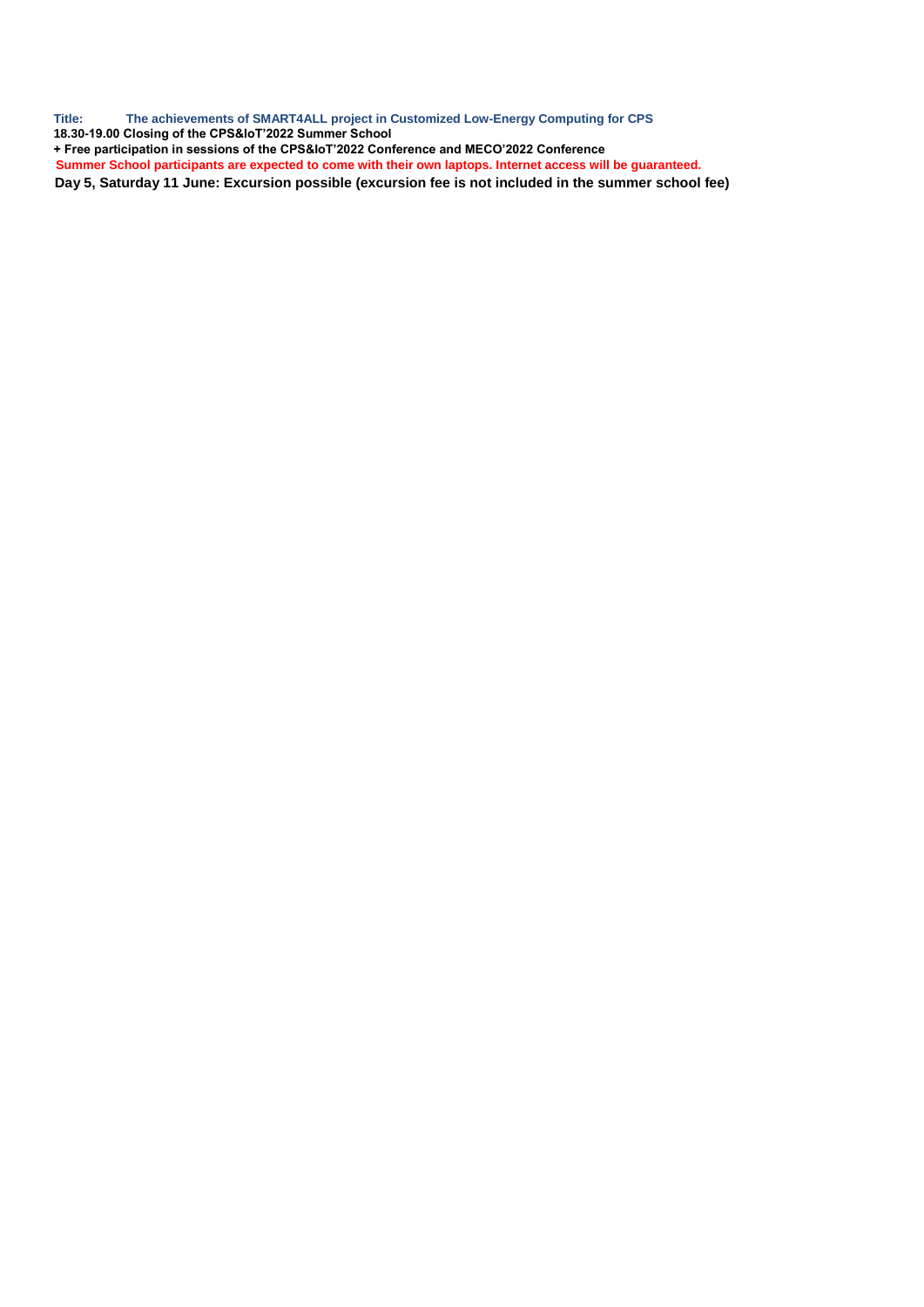**Title:** **The achievements of SMART4ALL project in Customized Low-Energy Computing for CPS**

**18.30-19.00 Closing of the CPS&IoT'2022 Summer School**

**+ Free participation in sessions of the CPS&IoT'2022 Conference and MECO'2022 Conference**

**Summer School participants are expected to come with their own laptops. Internet access will be guaranteed.**

**Day 5, Saturday 11 June: Excursion possible (excursion fee is not included in the summer school fee)**